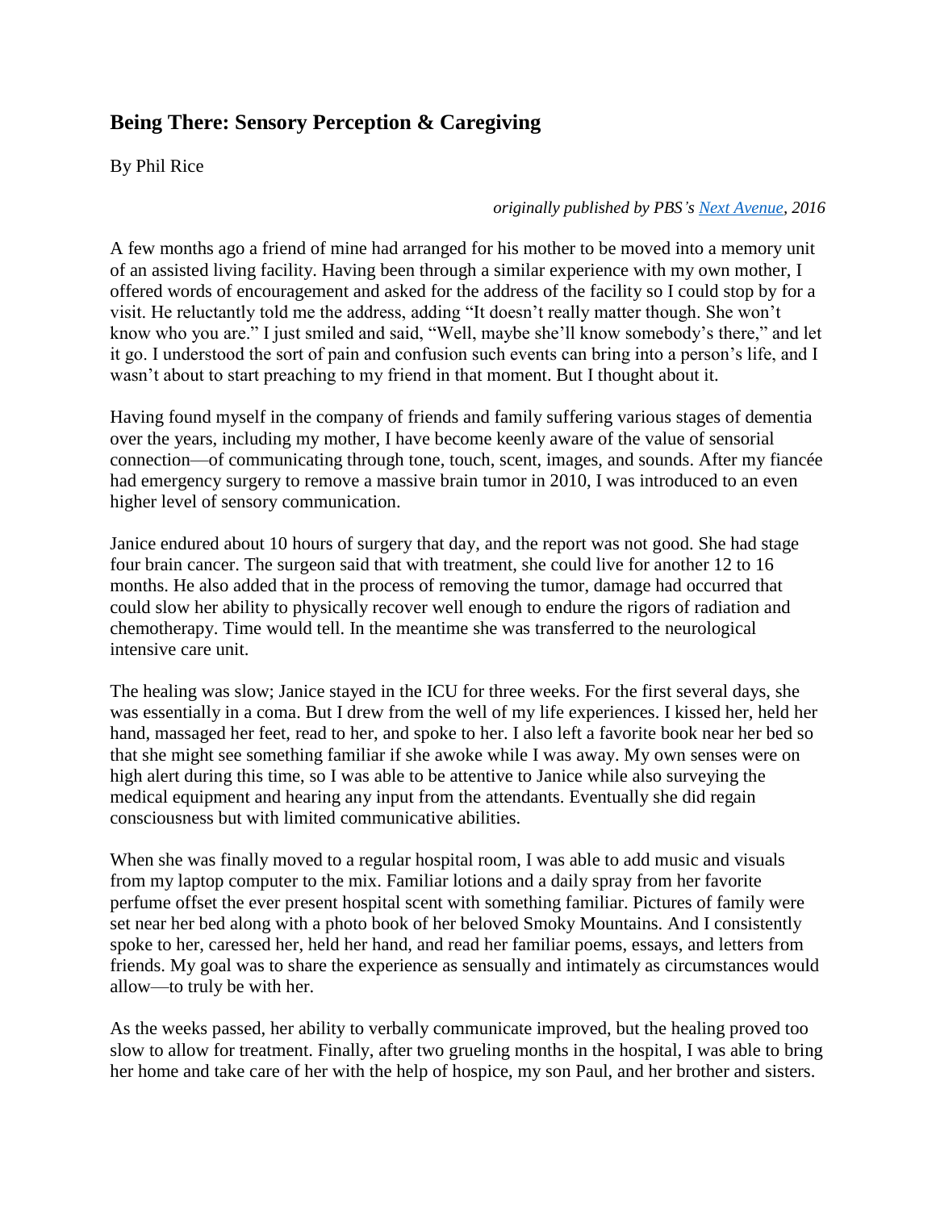# Being There: Sensory Perception & Caregiving

By Phil Rice

*originally published by PBS's [Next Avenue](), 2016*

A few months ago a friend of mine had arranged for his mother to be moved into a memory unit of an assisted living facility. Having been through a similar experience with my own mother, I offered words of encouragement and asked for the address of the facility so I could stop by for a visit. He reluctantly told me the address, adding "It doesn't really matter though. She won't know who you are." I just smiled and said, "Well, maybe she'll know somebody's there," and let it go. I understood the sort of pain and confusion such events can bring into a person's life, and I wasn't about to start preaching to my friend in that moment. But I thought about it.

Having found myself in the company of friends and family suffering various stages of dementia over the years, including my mother, I have become keenly aware of the value of sensorial connection—of communicating through tone, touch, scent, images, and sounds. After my fiancée had emergency surgery to remove a massive brain tumor in 2010, I was introduced to an even higher level of sensory communication.

Janice endured about 10 hours of surgery that day, and the report was not good. She had stage four brain cancer. The surgeon said that with treatment, she could live for another 12 to 16 months. He also added that in the process of removing the tumor, damage had occurred that could slow her ability to physically recover well enough to endure the rigors of radiation and chemotherapy. Time would tell. In the meantime she was transferred to the neurological intensive care unit.

The healing was slow; Janice stayed in the ICU for three weeks. For the first several days, she was essentially in a coma. But I drew from the well of my life experiences. I kissed her, held her hand, massaged her feet, read to her, and spoke to her. I also left a favorite book near her bed so that she might see something familiar if she awoke while I was away. My own senses were on high alert during this time, so I was able to be attentive to Janice while also surveying the medical equipment and hearing any input from the attendants. Eventually she did regain consciousness but with limited communicative abilities.

When she was finally moved to a regular hospital room, I was able to add music and visuals from my laptop computer to the mix. Familiar lotions and a daily spray from her favorite perfume offset the ever present hospital scent with something familiar. Pictures of family were set near her bed along with a photo book of her beloved Smoky Mountains. And I consistently spoke to her, caressed her, held her hand, and read her familiar poems, essays, and letters from friends. My goal was to share the experience as sensually and intimately as circumstances would allow—to truly be with her.

As the weeks passed, her ability to verbally communicate improved, but the healing proved too slow to allow for treatment. Finally, after two grueling months in the hospital, I was able to bring her home and take care of her with the help of hospice, my son Paul, and her brother and sisters.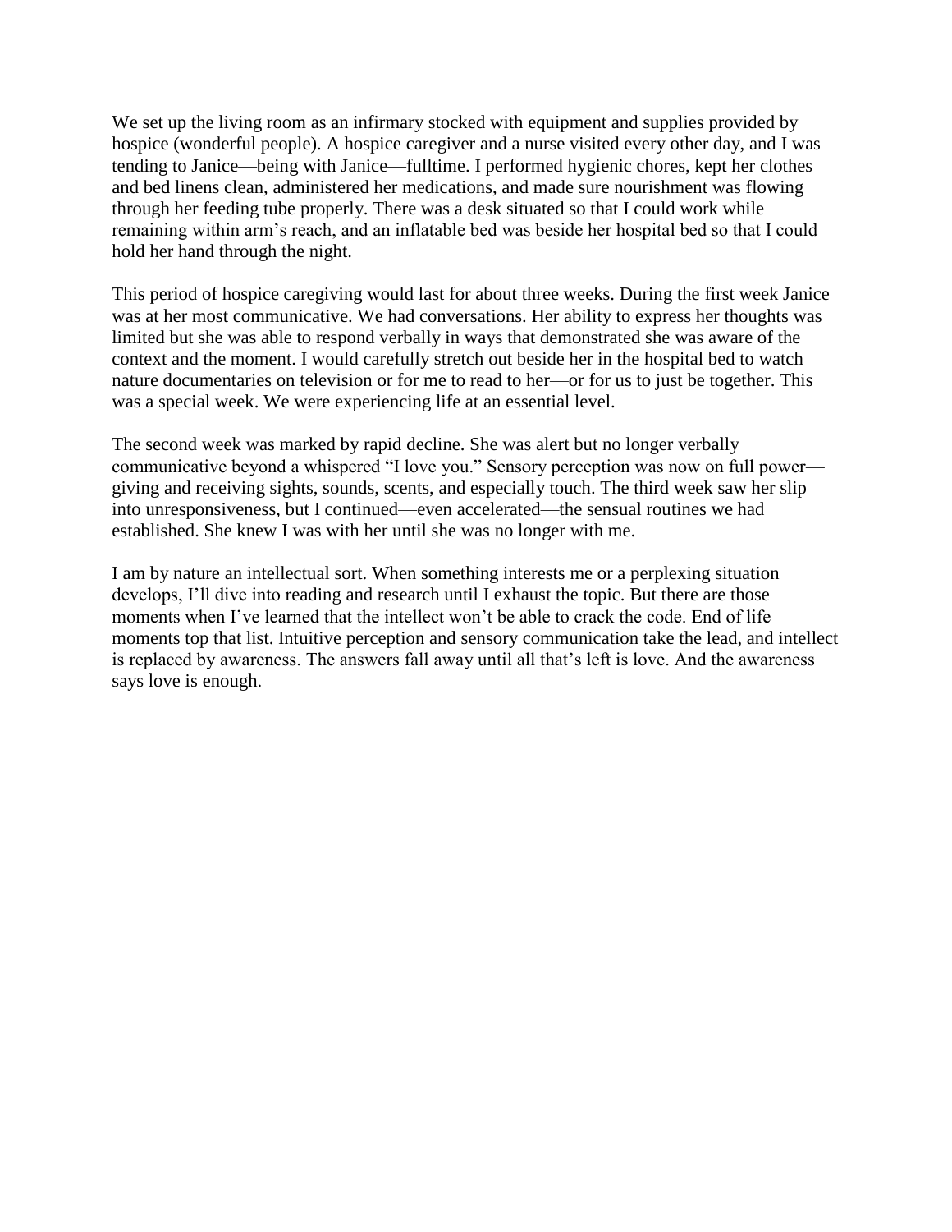We set up the living room as an infirmary stocked with equipment and supplies provided by hospice (wonderful people). A hospice caregiver and a nurse visited every other day, and I was tending to Janice—being with Janice—fulltime. I performed hygienic chores, kept her clothes and bed linens clean, administered her medications, and made sure nourishment was flowing through her feeding tube properly. There was a desk situated so that I could work while remaining within arm's reach, and an inflatable bed was beside her hospital bed so that I could hold her hand through the night.

This period of hospice caregiving would last for about three weeks. During the first week Janice was at her most communicative. We had conversations. Her ability to express her thoughts was limited but she was able to respond verbally in ways that demonstrated she was aware of the context and the moment. I would carefully stretch out beside her in the hospital bed to watch nature documentaries on television or for me to read to her—or for us to just be together. This was a special week. We were experiencing life at an essential level.

The second week was marked by rapid decline. She was alert but no longer verbally communicative beyond a whispered "I love you." Sensory perception was now on full power—giving and receiving sights, sounds, scents, and especially touch. The third week saw her slip into unresponsiveness, but I continued—even accelerated—the sensual routines we had established. She knew I was with her until she was no longer with me.

I am by nature an intellectual sort. When something interests me or a perplexing situation develops, I'll dive into reading and research until I exhaust the topic. But there are those moments when I've learned that the intellect won't be able to crack the code. End of life moments top that list. Intuitive perception and sensory communication take the lead, and intellect is replaced by awareness. The answers fall away until all that's left is love. And the awareness says love is enough.